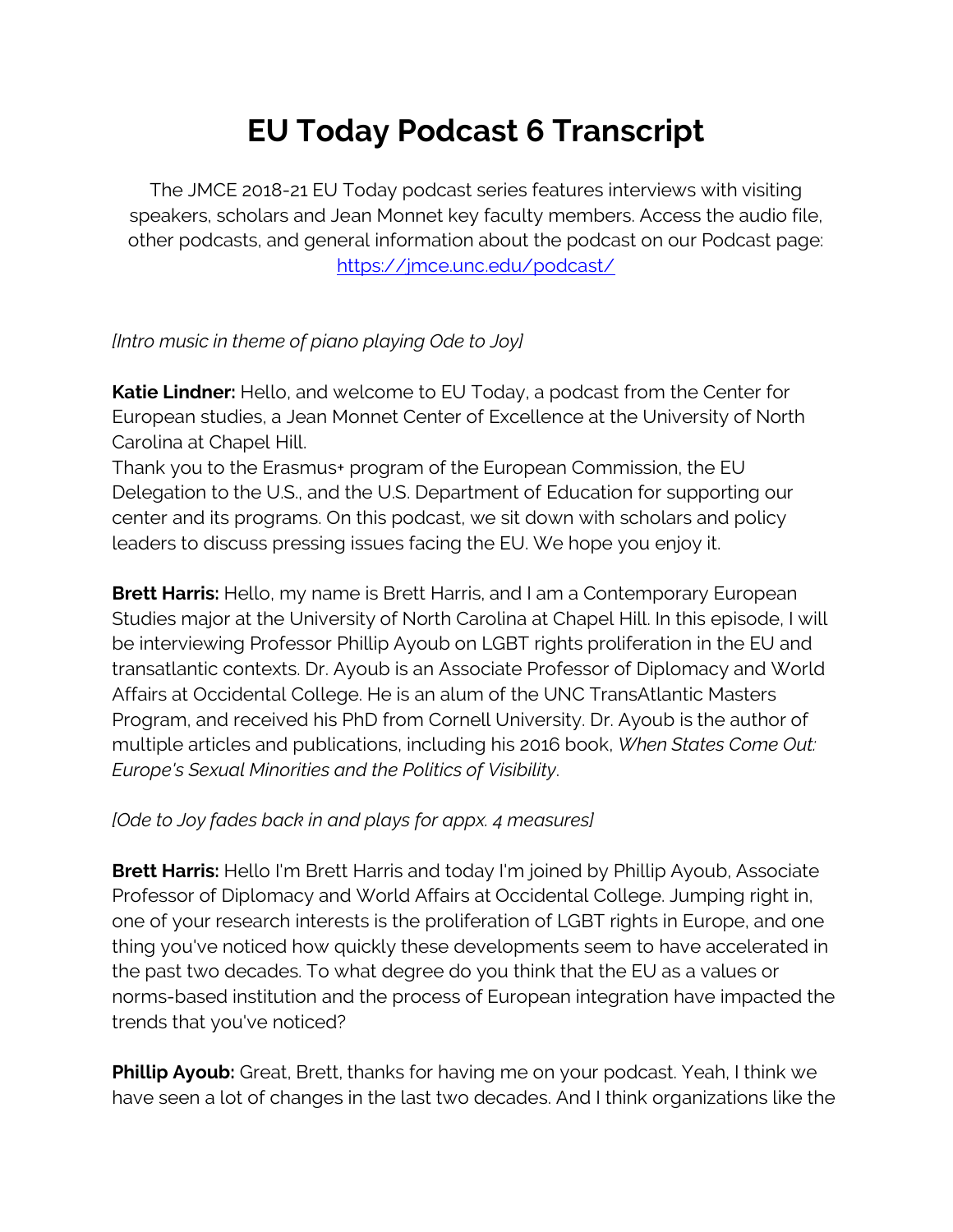# EU Today Podcast 6 Transcript

The JMCE 2018-21 EU Today podcast series features interviews with visiting speakers, scholars and Jean Monnet key faculty members. Access the audio file, other podcasts, and general information about the podcast on our Podcast page: https://jmce.unc.edu/podcast/

*[Intro music in theme of piano playing Ode to Joy]*

**Katie Lindner:** Hello, and welcome to EU Today, a podcast from the Center for European studies, a Jean Monnet Center of Excellence at the University of North Carolina at Chapel Hill.
Thank you to the Erasmus+ program of the European Commission, the EU Delegation to the U.S., and the U.S. Department of Education for supporting our center and its programs. On this podcast, we sit down with scholars and policy leaders to discuss pressing issues facing the EU. We hope you enjoy it.

**Brett Harris:** Hello, my name is Brett Harris, and I am a Contemporary European Studies major at the University of North Carolina at Chapel Hill. In this episode, I will be interviewing Professor Phillip Ayoub on LGBT rights proliferation in the EU and transatlantic contexts. Dr. Ayoub is an Associate Professor of Diplomacy and World Affairs at Occidental College. He is an alum of the UNC TransAtlantic Masters Program, and received his PhD from Cornell University. Dr. Ayoub is the author of multiple articles and publications, including his 2016 book, *When States Come Out: Europe's Sexual Minorities and the Politics of Visibility*.

*[Ode to Joy fades back in and plays for appx. 4 measures]*

**Brett Harris:** Hello I'm Brett Harris and today I'm joined by Phillip Ayoub, Associate Professor of Diplomacy and World Affairs at Occidental College. Jumping right in, one of your research interests is the proliferation of LGBT rights in Europe, and one thing you've noticed how quickly these developments seem to have accelerated in the past two decades. To what degree do you think that the EU as a values or norms-based institution and the process of European integration have impacted the trends that you've noticed?

**Phillip Ayoub:** Great, Brett, thanks for having me on your podcast. Yeah, I think we have seen a lot of changes in the last two decades. And I think organizations like the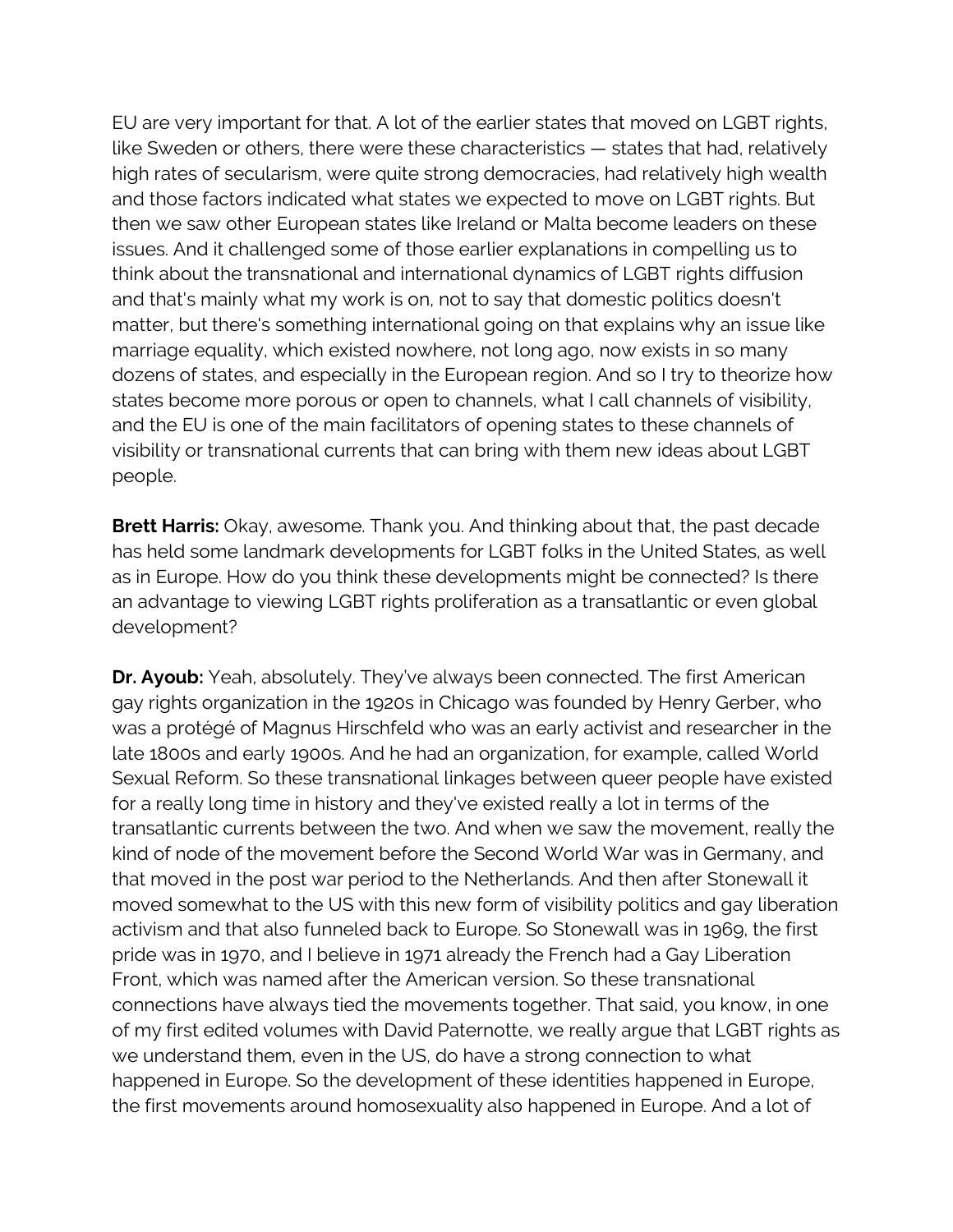EU are very important for that. A lot of the earlier states that moved on LGBT rights, like Sweden or others, there were these characteristics — states that had, relatively high rates of secularism, were quite strong democracies, had relatively high wealth and those factors indicated what states we expected to move on LGBT rights. But then we saw other European states like Ireland or Malta become leaders on these issues. And it challenged some of those earlier explanations in compelling us to think about the transnational and international dynamics of LGBT rights diffusion and that's mainly what my work is on, not to say that domestic politics doesn't matter, but there's something international going on that explains why an issue like marriage equality, which existed nowhere, not long ago, now exists in so many dozens of states, and especially in the European region. And so I try to theorize how states become more porous or open to channels, what I call channels of visibility, and the EU is one of the main facilitators of opening states to these channels of visibility or transnational currents that can bring with them new ideas about LGBT people.

**Brett Harris:** Okay, awesome. Thank you. And thinking about that, the past decade has held some landmark developments for LGBT folks in the United States, as well as in Europe. How do you think these developments might be connected? Is there an advantage to viewing LGBT rights proliferation as a transatlantic or even global development?

**Dr. Ayoub:** Yeah, absolutely. They've always been connected. The first American gay rights organization in the 1920s in Chicago was founded by Henry Gerber, who was a protégé of Magnus Hirschfeld who was an early activist and researcher in the late 1800s and early 1900s. And he had an organization, for example, called World Sexual Reform. So these transnational linkages between queer people have existed for a really long time in history and they've existed really a lot in terms of the transatlantic currents between the two. And when we saw the movement, really the kind of node of the movement before the Second World War was in Germany, and that moved in the post war period to the Netherlands. And then after Stonewall it moved somewhat to the US with this new form of visibility politics and gay liberation activism and that also funneled back to Europe. So Stonewall was in 1969, the first pride was in 1970, and I believe in 1971 already the French had a Gay Liberation Front, which was named after the American version. So these transnational connections have always tied the movements together. That said, you know, in one of my first edited volumes with David Paternotte, we really argue that LGBT rights as we understand them, even in the US, do have a strong connection to what happened in Europe. So the development of these identities happened in Europe, the first movements around homosexuality also happened in Europe. And a lot of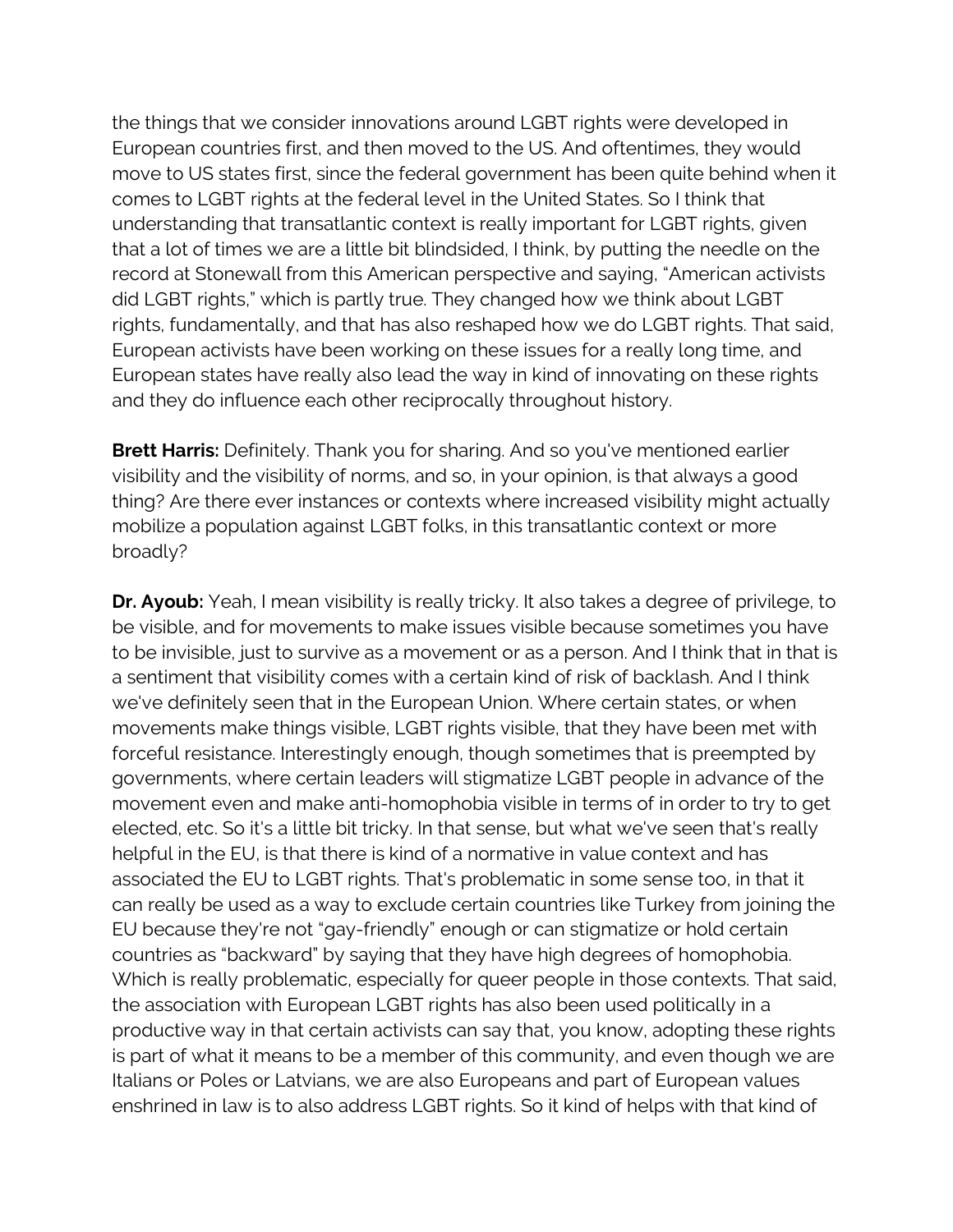the things that we consider innovations around LGBT rights were developed in European countries first, and then moved to the US. And oftentimes, they would move to US states first, since the federal government has been quite behind when it comes to LGBT rights at the federal level in the United States. So I think that understanding that transatlantic context is really important for LGBT rights, given that a lot of times we are a little bit blindsided, I think, by putting the needle on the record at Stonewall from this American perspective and saying, "American activists did LGBT rights," which is partly true. They changed how we think about LGBT rights, fundamentally, and that has also reshaped how we do LGBT rights. That said, European activists have been working on these issues for a really long time, and European states have really also lead the way in kind of innovating on these rights and they do influence each other reciprocally throughout history.

**Brett Harris:** Definitely. Thank you for sharing. And so you've mentioned earlier visibility and the visibility of norms, and so, in your opinion, is that always a good thing? Are there ever instances or contexts where increased visibility might actually mobilize a population against LGBT folks, in this transatlantic context or more broadly?

**Dr. Ayoub:** Yeah, I mean visibility is really tricky. It also takes a degree of privilege, to be visible, and for movements to make issues visible because sometimes you have to be invisible, just to survive as a movement or as a person. And I think that in that is a sentiment that visibility comes with a certain kind of risk of backlash. And I think we've definitely seen that in the European Union. Where certain states, or when movements make things visible, LGBT rights visible, that they have been met with forceful resistance. Interestingly enough, though sometimes that is preempted by governments, where certain leaders will stigmatize LGBT people in advance of the movement even and make anti-homophobia visible in terms of in order to try to get elected, etc. So it's a little bit tricky. In that sense, but what we've seen that's really helpful in the EU, is that there is kind of a normative in value context and has associated the EU to LGBT rights. That's problematic in some sense too, in that it can really be used as a way to exclude certain countries like Turkey from joining the EU because they're not "gay-friendly" enough or can stigmatize or hold certain countries as "backward" by saying that they have high degrees of homophobia. Which is really problematic, especially for queer people in those contexts. That said, the association with European LGBT rights has also been used politically in a productive way in that certain activists can say that, you know, adopting these rights is part of what it means to be a member of this community, and even though we are Italians or Poles or Latvians, we are also Europeans and part of European values enshrined in law is to also address LGBT rights. So it kind of helps with that kind of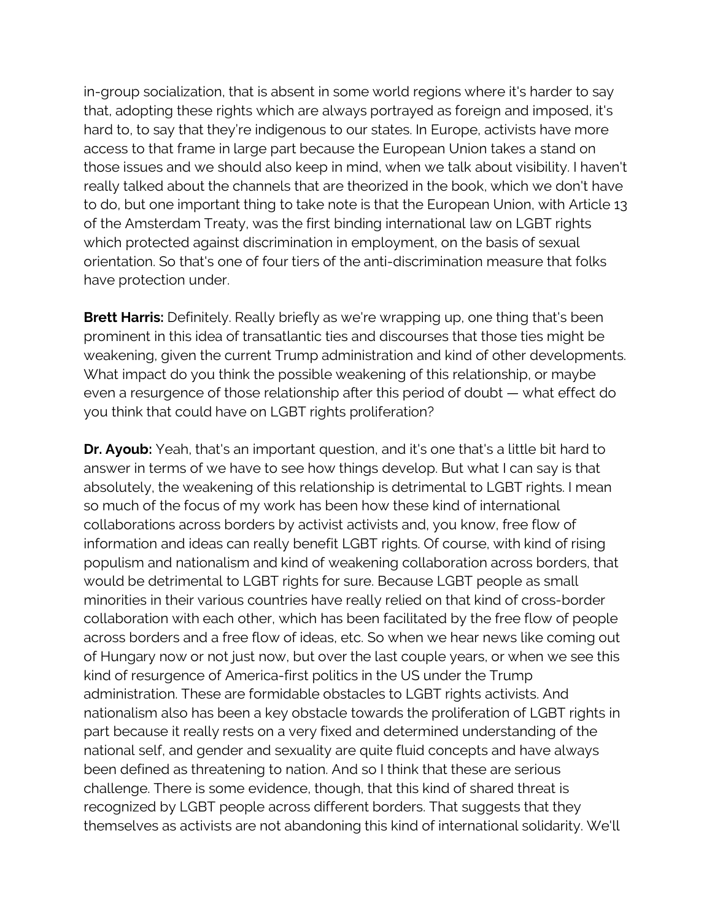in-group socialization, that is absent in some world regions where it's harder to say that, adopting these rights which are always portrayed as foreign and imposed, it's hard to, to say that they're indigenous to our states. In Europe, activists have more access to that frame in large part because the European Union takes a stand on those issues and we should also keep in mind, when we talk about visibility. I haven't really talked about the channels that are theorized in the book, which we don't have to do, but one important thing to take note is that the European Union, with Article 13 of the Amsterdam Treaty, was the first binding international law on LGBT rights which protected against discrimination in employment, on the basis of sexual orientation. So that's one of four tiers of the anti-discrimination measure that folks have protection under.

**Brett Harris:** Definitely. Really briefly as we're wrapping up, one thing that's been prominent in this idea of transatlantic ties and discourses that those ties might be weakening, given the current Trump administration and kind of other developments. What impact do you think the possible weakening of this relationship, or maybe even a resurgence of those relationship after this period of doubt — what effect do you think that could have on LGBT rights proliferation?

**Dr. Ayoub:** Yeah, that's an important question, and it's one that's a little bit hard to answer in terms of we have to see how things develop. But what I can say is that absolutely, the weakening of this relationship is detrimental to LGBT rights. I mean so much of the focus of my work has been how these kind of international collaborations across borders by activist activists and, you know, free flow of information and ideas can really benefit LGBT rights. Of course, with kind of rising populism and nationalism and kind of weakening collaboration across borders, that would be detrimental to LGBT rights for sure. Because LGBT people as small minorities in their various countries have really relied on that kind of cross-border collaboration with each other, which has been facilitated by the free flow of people across borders and a free flow of ideas, etc. So when we hear news like coming out of Hungary now or not just now, but over the last couple years, or when we see this kind of resurgence of America-first politics in the US under the Trump administration. These are formidable obstacles to LGBT rights activists. And nationalism also has been a key obstacle towards the proliferation of LGBT rights in part because it really rests on a very fixed and determined understanding of the national self, and gender and sexuality are quite fluid concepts and have always been defined as threatening to nation. And so I think that these are serious challenge. There is some evidence, though, that this kind of shared threat is recognized by LGBT people across different borders. That suggests that they themselves as activists are not abandoning this kind of international solidarity. We'll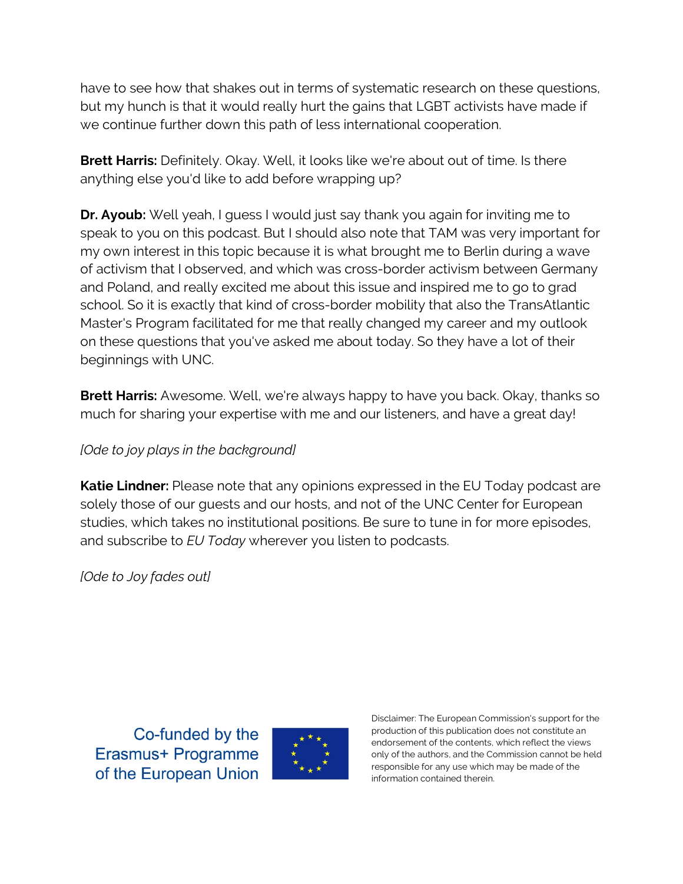have to see how that shakes out in terms of systematic research on these questions, but my hunch is that it would really hurt the gains that LGBT activists have made if we continue further down this path of less international cooperation.

**Brett Harris:** Definitely. Okay. Well, it looks like we're about out of time. Is there anything else you'd like to add before wrapping up?

**Dr. Ayoub:** Well yeah, I guess I would just say thank you again for inviting me to speak to you on this podcast. But I should also note that TAM was very important for my own interest in this topic because it is what brought me to Berlin during a wave of activism that I observed, and which was cross-border activism between Germany and Poland, and really excited me about this issue and inspired me to go to grad school. So it is exactly that kind of cross-border mobility that also the TransAtlantic Master's Program facilitated for me that really changed my career and my outlook on these questions that you've asked me about today. So they have a lot of their beginnings with UNC.

**Brett Harris:** Awesome. Well, we're always happy to have you back. Okay, thanks so much for sharing your expertise with me and our listeners, and have a great day!

*[Ode to joy plays in the background]*

**Katie Lindner:** Please note that any opinions expressed in the EU Today podcast are solely those of our guests and our hosts, and not of the UNC Center for European studies, which takes no institutional positions. Be sure to tune in for more episodes, and subscribe to *EU Today* wherever you listen to podcasts.

*[Ode to Joy fades out]*

Co-funded by the Erasmus+ Programme of the European Union

Disclaimer: The European Commission's support for the production of this publication does not constitute an endorsement of the contents, which reflect the views only of the authors, and the Commission cannot be held responsible for any use which may be made of the information contained therein.